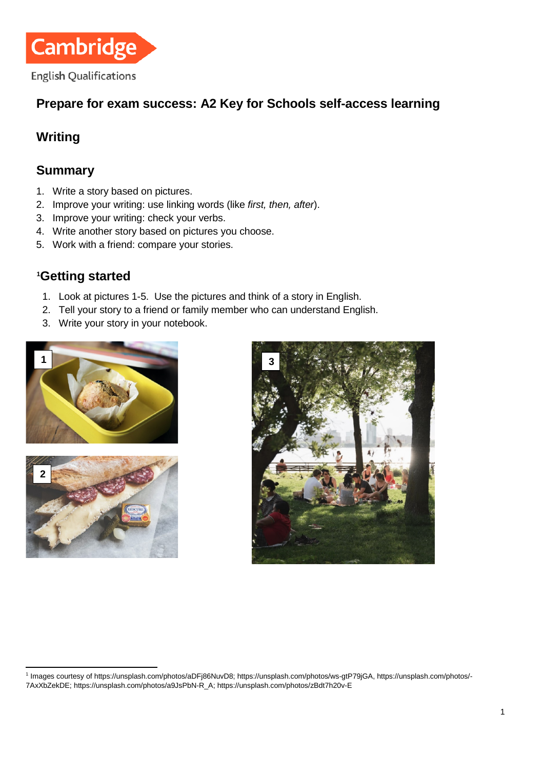Cambridge English Qualifications

# Prepare for exam success: A2 Key for Schools self-access learning

## Writing

## Summary

1. Write a story based on pictures.
2. Improve your writing: use linking words (like *first, then, after*).
3. Improve your writing: check your verbs.
4. Write another story based on pictures you choose.
5. Work with a friend: compare your stories.

## [1]Getting started

1. Look at pictures 1-5. Use the pictures and think of a story in English.
2. Tell your story to a friend or family member who can understand English.
3. Write your story in your notebook.

1

2

3

[1] Images courtesy of https://unsplash.com/photos/aDFj86NuvD8; https://unsplash.com/photos/ws-gtP79jGA, https://unsplash.com/photos/-7AxXbZekDE; https://unsplash.com/photos/a9JsPbN-R_A; https://unsplash.com/photos/zBdt7h20v-E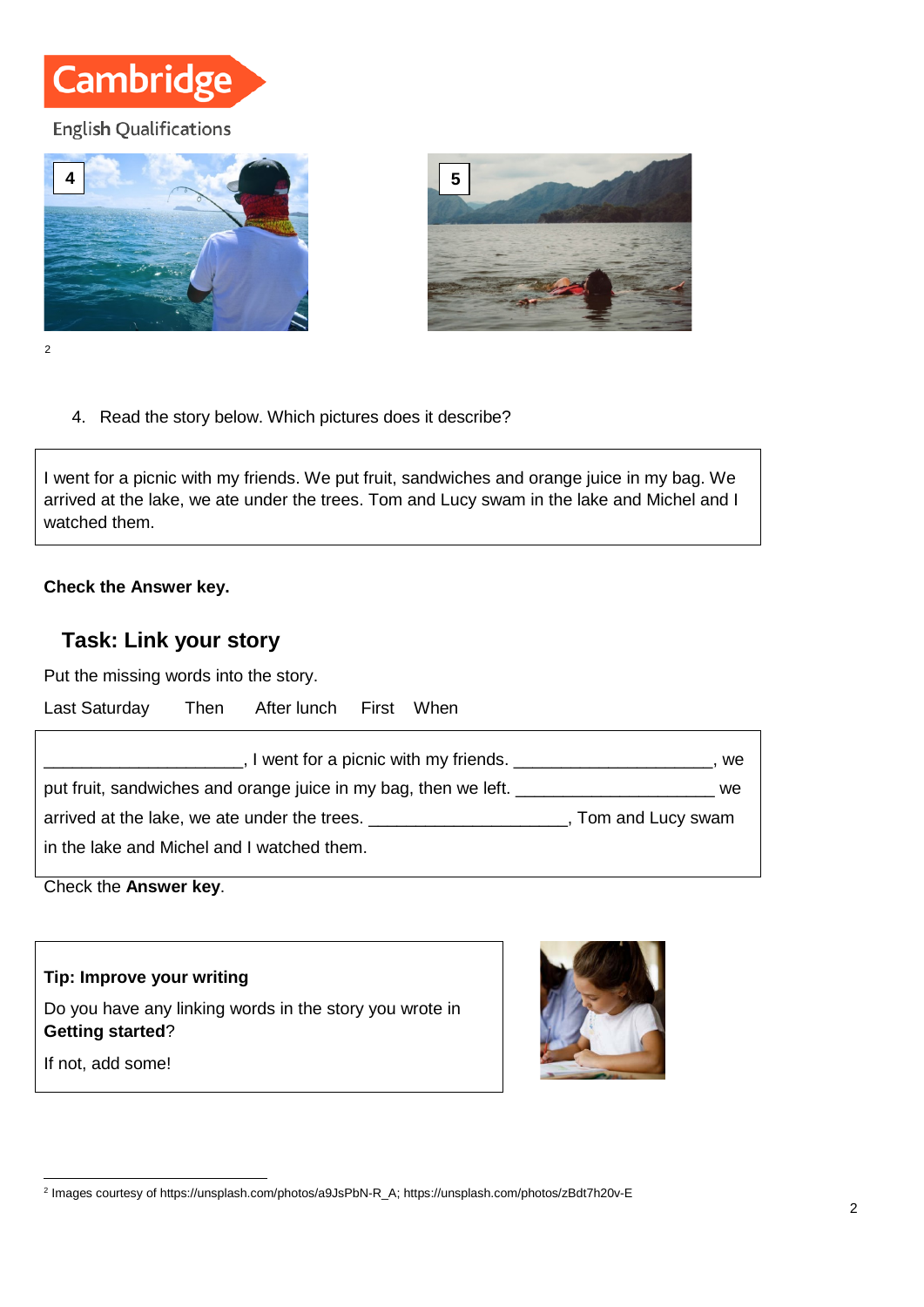4. Read the story below. Which pictures does it describe?

> I went for a picnic with my friends. We put fruit, sandwiches and orange juice in my bag. We arrived at the lake, we ate under the trees. Tom and Lucy swam in the lake and Michel and I watched them.

**Check the Answer key.**

## Task: Link your story

Put the missing words into the story.

Last Saturday     Then     After lunch     First     When

> ____________________, I went for a picnic with my friends. ____________________, we put fruit, sandwiches and orange juice in my bag, then we left. ____________________ we arrived at the lake, we ate under the trees. ____________________, Tom and Lucy swam in the lake and Michel and I watched them.

Check the **Answer key**.

> **Tip: Improve your writing**
>
> Do you have any linking words in the story you wrote in **Getting started**?
>
> If not, add some!

---

[2] Images courtesy of https://unsplash.com/photos/a9JsPbN-R_A; https://unsplash.com/photos/zBdt7h20v-E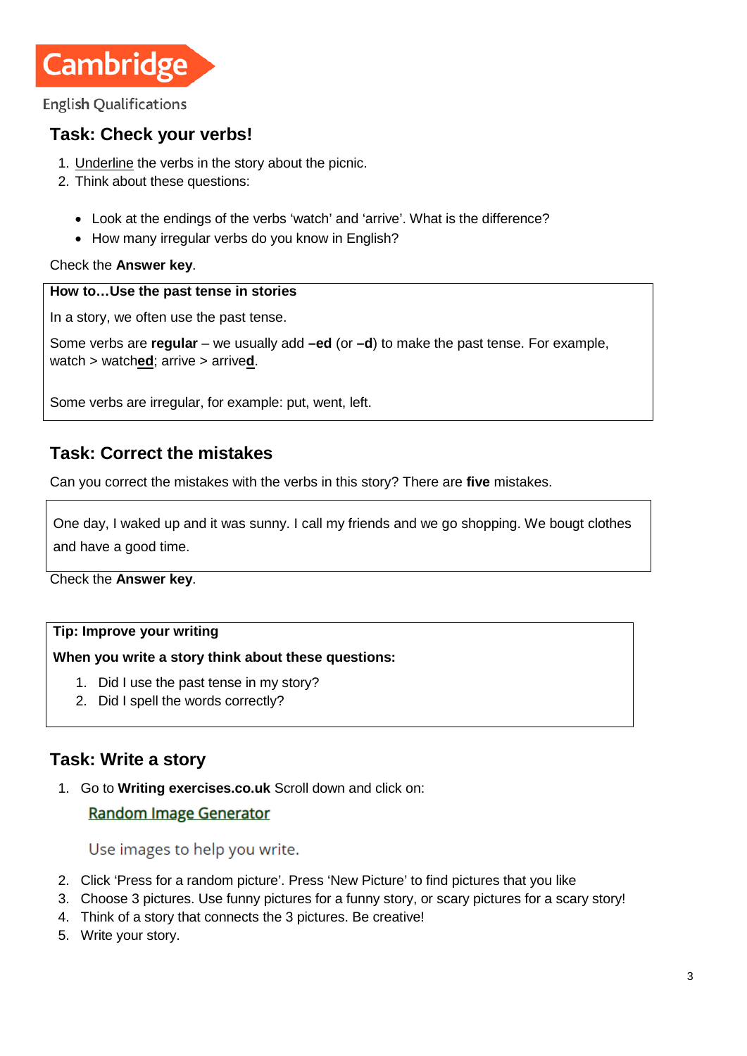Cambridge

English Qualifications

## Task: Check your verbs!

1. Underline the verbs in the story about the picnic.
2. Think about these questions:

- Look at the endings of the verbs 'watch' and 'arrive'. What is the difference?
- How many irregular verbs do you know in English?

Check the **Answer key**.

**How to…Use the past tense in stories**

In a story, we often use the past tense.

Some verbs are **regular** – we usually add **–ed** (or **–d**) to make the past tense. For example, watch > watch**ed**; arrive > arrive**d**.

Some verbs are irregular, for example: put, went, left.

## Task: Correct the mistakes

Can you correct the mistakes with the verbs in this story? There are **five** mistakes.

> One day, I waked up and it was sunny. I call my friends and we go shopping. We bougt clothes and have a good time.

Check the **Answer key**.

**Tip: Improve your writing**

**When you write a story think about these questions:**

1. Did I use the past tense in my story?
2. Did I spell the words correctly?

## Task: Write a story

1. Go to **Writing exercises.co.uk** Scroll down and click on:

   Random Image Generator

   Use images to help you write.

2. Click 'Press for a random picture'. Press 'New Picture' to find pictures that you like
3. Choose 3 pictures. Use funny pictures for a funny story, or scary pictures for a scary story!
4. Think of a story that connects the 3 pictures. Be creative!
5. Write your story.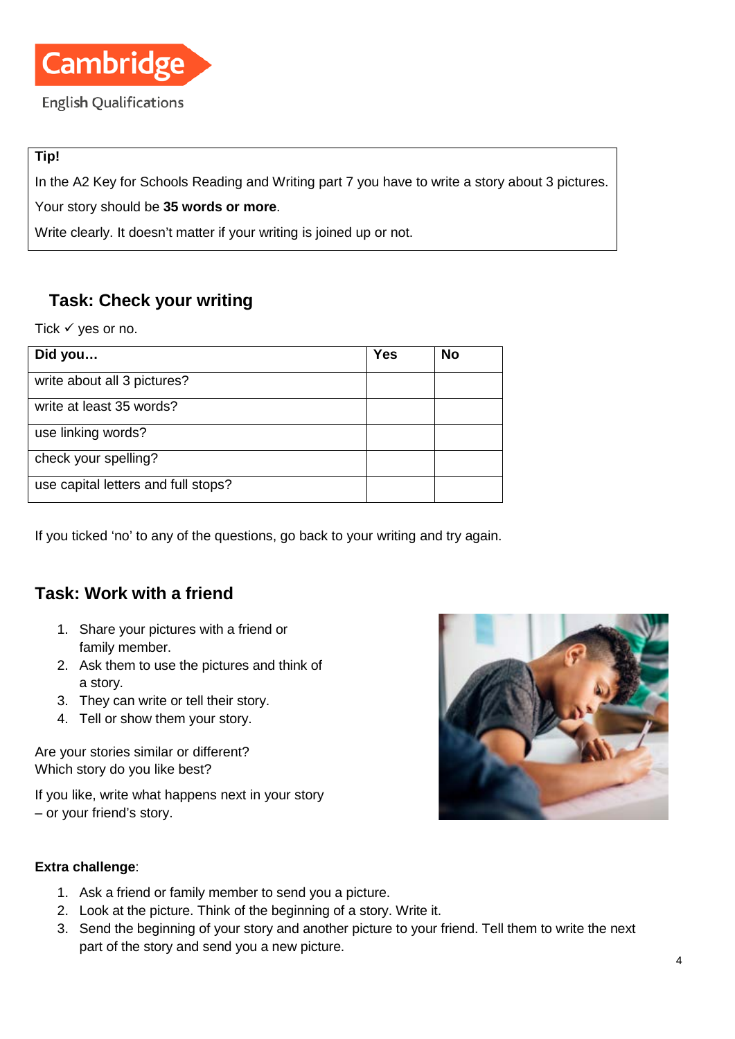Cambridge English Qualifications

**Tip!**

In the A2 Key for Schools Reading and Writing part 7 you have to write a story about 3 pictures.

Your story should be **35 words or more**.

Write clearly. It doesn't matter if your writing is joined up or not.

## Task: Check your writing

Tick ✓ yes or no.

| Did you… | Yes | No |
| --- | --- | --- |
| write about all 3 pictures? | | |
| write at least 35 words? | | |
| use linking words? | | |
| check your spelling? | | |
| use capital letters and full stops? | | |

If you ticked 'no' to any of the questions, go back to your writing and try again.

## Task: Work with a friend

1. Share your pictures with a friend or family member.
2. Ask them to use the pictures and think of a story.
3. They can write or tell their story.
4. Tell or show them your story.

Are your stories similar or different?
Which story do you like best?

If you like, write what happens next in your story – or your friend's story.

**Extra challenge**:

1. Ask a friend or family member to send you a picture.
2. Look at the picture. Think of the beginning of a story. Write it.
3. Send the beginning of your story and another picture to your friend. Tell them to write the next part of the story and send you a new picture.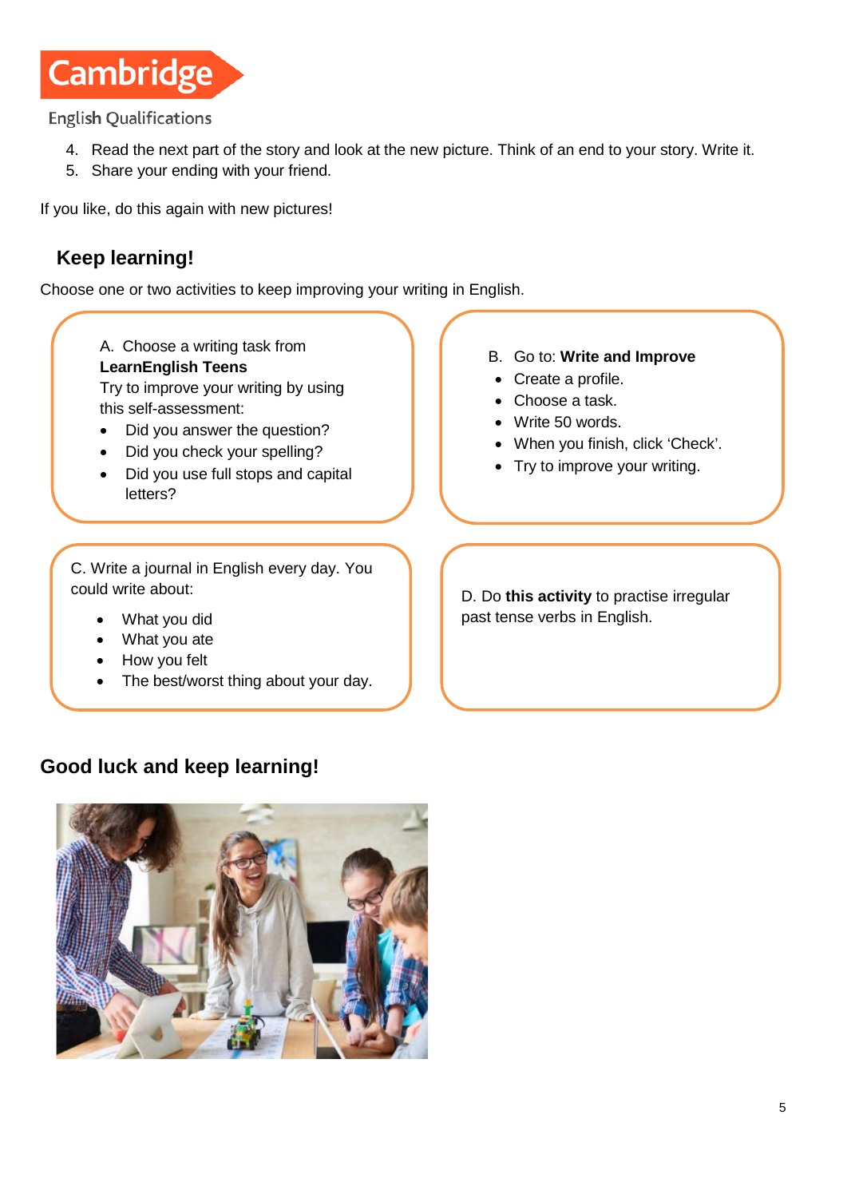4. Read the next part of the story and look at the new picture. Think of an end to your story. Write it.
5. Share your ending with your friend.

If you like, do this again with new pictures!

## Keep learning!

Choose one or two activities to keep improving your writing in English.

A. Choose a writing task from **LearnEnglish Teens**
Try to improve your writing by using this self-assessment:

- Did you answer the question?
- Did you check your spelling?
- Did you use full stops and capital letters?

B. Go to: **Write and Improve**

- Create a profile.
- Choose a task.
- Write 50 words.
- When you finish, click 'Check'.
- Try to improve your writing.

C. Write a journal in English every day. You could write about:

- What you did
- What you ate
- How you felt
- The best/worst thing about your day.

D. Do **this activity** to practise irregular past tense verbs in English.

## Good luck and keep learning!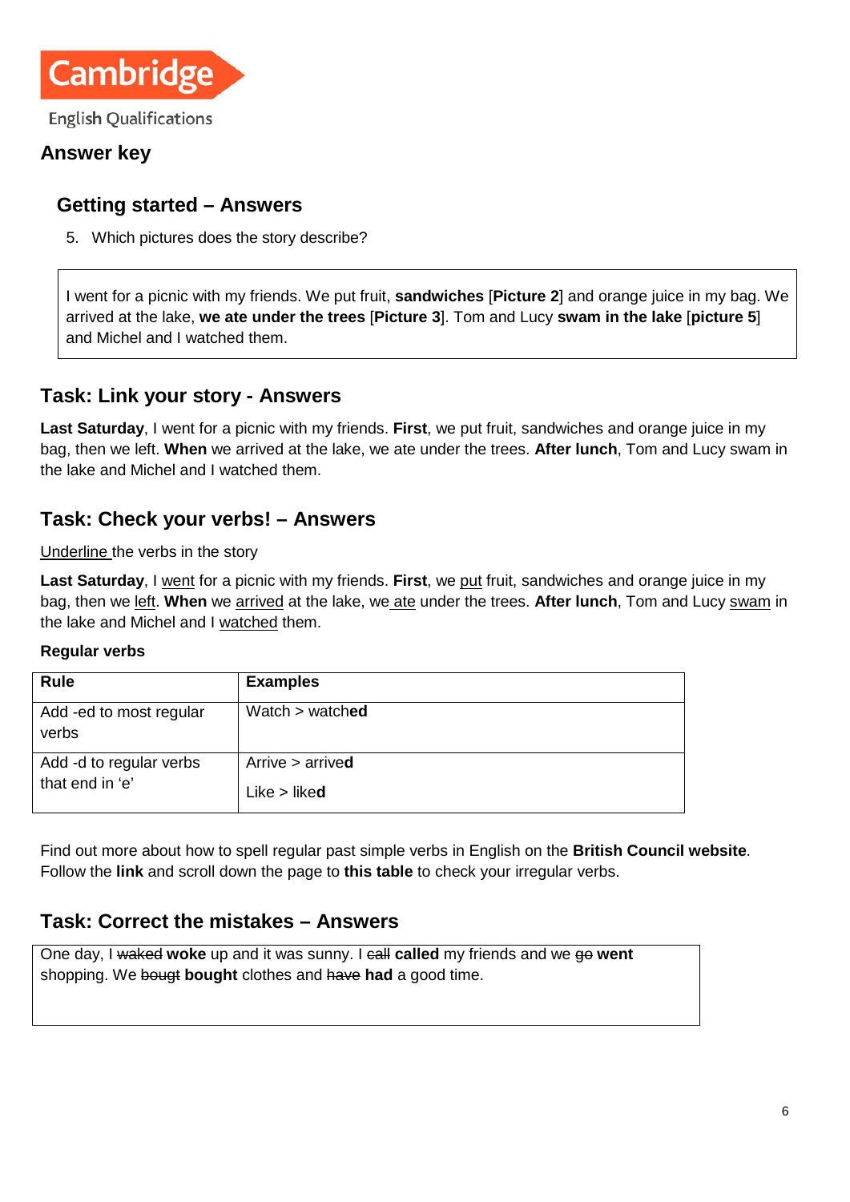**Cambridge**
English Qualifications

## Answer key

### Getting started – Answers

5. Which pictures does the story describe?

> I went for a picnic with my friends. We put fruit, **sandwiches** [**Picture 2**] and orange juice in my bag. We arrived at the lake, **we ate under the trees** [**Picture 3**]. Tom and Lucy **swam in the lake** [**picture 5**] and Michel and I watched them.

## Task: Link your story - Answers

**Last Saturday**, I went for a picnic with my friends. **First**, we put fruit, sandwiches and orange juice in my bag, then we left. **When** we arrived at the lake, we ate under the trees. **After lunch**, Tom and Lucy swam in the lake and Michel and I watched them.

## Task: Check your verbs! – Answers

<u>Underline</u> the verbs in the story

**Last Saturday**, I <u>went</u> for a picnic with my friends. **First**, we <u>put</u> fruit, sandwiches and orange juice in my bag, then we <u>left</u>. **When** we <u>arrived</u> at the lake, we <u>ate</u> under the trees. **After lunch**, Tom and Lucy <u>swam</u> in the lake and Michel and I <u>watched</u> them.

**Regular verbs**

| Rule | Examples |
|---|---|
| Add -ed to most regular verbs | Watch > watch**ed** |
| Add -d to regular verbs that end in 'e' | Arrive > arrive**d**<br>Like > like**d** |

Find out more about how to spell regular past simple verbs in English on the **British Council website**. Follow the **link** and scroll down the page to **this table** to check your irregular verbs.

## Task: Correct the mistakes – Answers

> One day, I ~~waked~~ **woke** up and it was sunny. I ~~call~~ **called** my friends and we ~~go~~ **went** shopping. We ~~bougt~~ **bought** clothes and ~~have~~ **had** a good time.